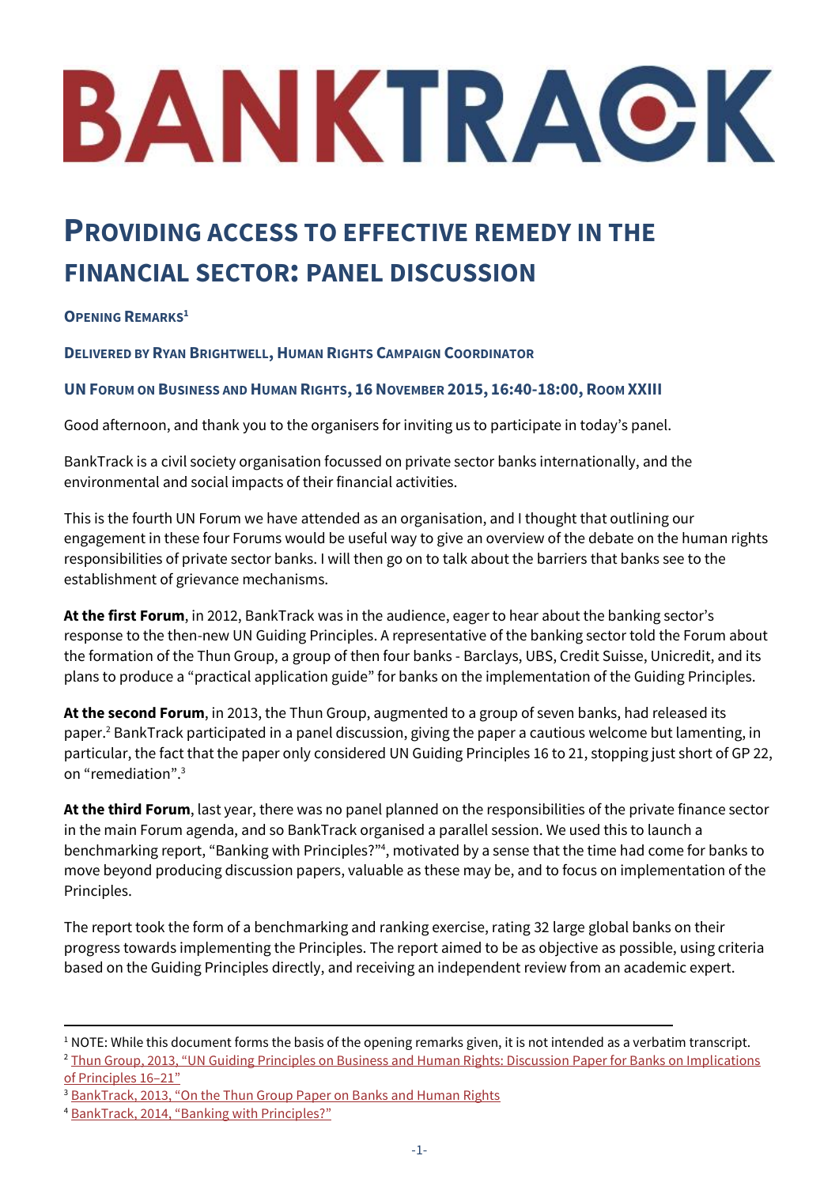# BANKTRACK

# PROVIDING ACCESS TO EFFECTIVE REMEDY IN THE FINANCIAL SECTOR: PANEL DISCUSSION

**OPENING REMARKS[1]**

**DELIVERED BY RYAN BRIGHTWELL, HUMAN RIGHTS CAMPAIGN COORDINATOR**

**UN FORUM ON BUSINESS AND HUMAN RIGHTS, 16 NOVEMBER 2015, 16:40-18:00, ROOM XXIII**

Good afternoon, and thank you to the organisers for inviting us to participate in today's panel.

BankTrack is a civil society organisation focussed on private sector banks internationally, and the environmental and social impacts of their financial activities.

This is the fourth UN Forum we have attended as an organisation, and I thought that outlining our engagement in these four Forums would be useful way to give an overview of the debate on the human rights responsibilities of private sector banks. I will then go on to talk about the barriers that banks see to the establishment of grievance mechanisms.

**At the first Forum**, in 2012, BankTrack was in the audience, eager to hear about the banking sector's response to the then-new UN Guiding Principles. A representative of the banking sector told the Forum about the formation of the Thun Group, a group of then four banks - Barclays, UBS, Credit Suisse, Unicredit, and its plans to produce a "practical application guide" for banks on the implementation of the Guiding Principles.

**At the second Forum**, in 2013, the Thun Group, augmented to a group of seven banks, had released its paper.[2] BankTrack participated in a panel discussion, giving the paper a cautious welcome but lamenting, in particular, the fact that the paper only considered UN Guiding Principles 16 to 21, stopping just short of GP 22, on "remediation".[3]

**At the third Forum**, last year, there was no panel planned on the responsibilities of the private finance sector in the main Forum agenda, and so BankTrack organised a parallel session. We used this to launch a benchmarking report, "Banking with Principles?"[4], motivated by a sense that the time had come for banks to move beyond producing discussion papers, valuable as these may be, and to focus on implementation of the Principles.

The report took the form of a benchmarking and ranking exercise, rating 32 large global banks on their progress towards implementing the Principles. The report aimed to be as objective as possible, using criteria based on the Guiding Principles directly, and receiving an independent review from an academic expert.

---

[1] NOTE: While this document forms the basis of the opening remarks given, it is not intended as a verbatim transcript.

[2] Thun Group, 2013, "UN Guiding Principles on Business and Human Rights: Discussion Paper for Banks on Implications of Principles 16–21"

[3] BankTrack, 2013, "On the Thun Group Paper on Banks and Human Rights

[4] BankTrack, 2014, "Banking with Principles?"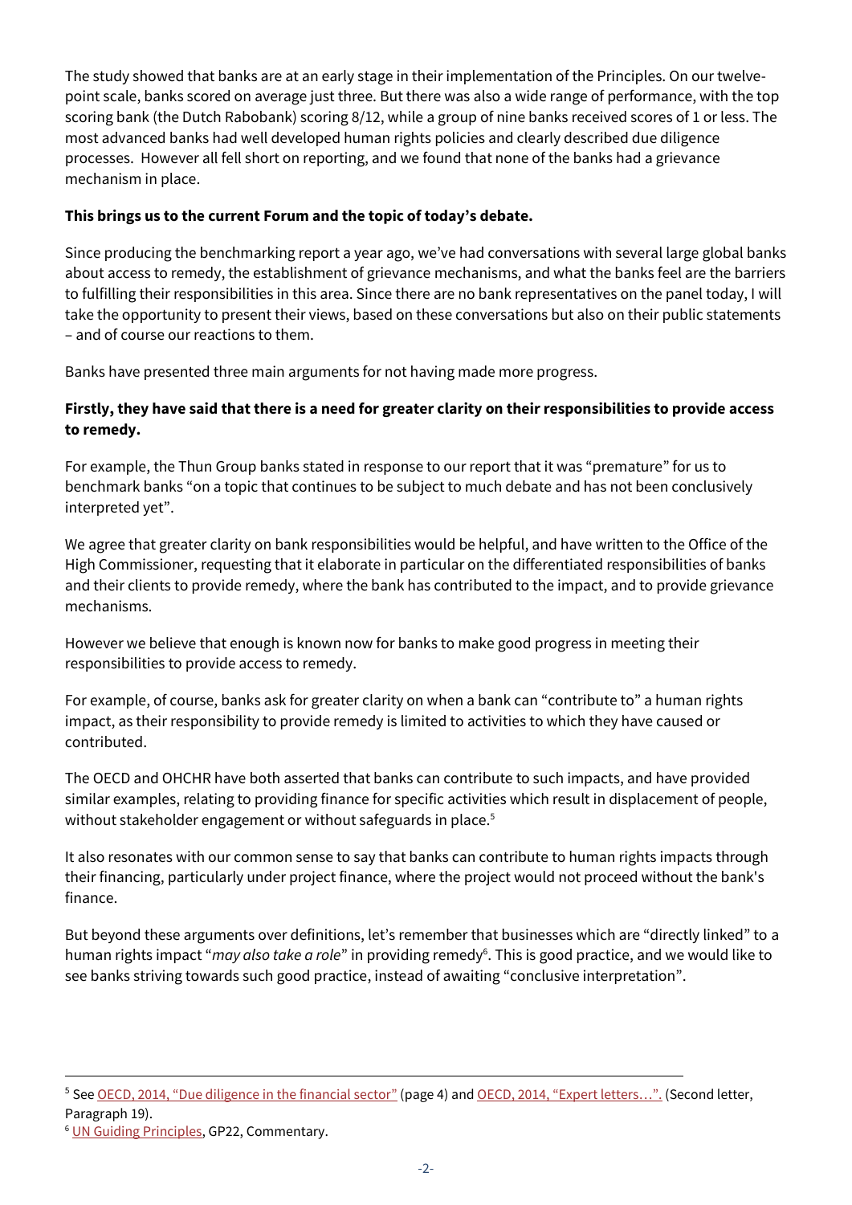The study showed that banks are at an early stage in their implementation of the Principles. On our twelve-point scale, banks scored on average just three. But there was also a wide range of performance, with the top scoring bank (the Dutch Rabobank) scoring 8/12, while a group of nine banks received scores of 1 or less. The most advanced banks had well developed human rights policies and clearly described due diligence processes. However all fell short on reporting, and we found that none of the banks had a grievance mechanism in place.

**This brings us to the current Forum and the topic of today's debate.**

Since producing the benchmarking report a year ago, we've had conversations with several large global banks about access to remedy, the establishment of grievance mechanisms, and what the banks feel are the barriers to fulfilling their responsibilities in this area. Since there are no bank representatives on the panel today, I will take the opportunity to present their views, based on these conversations but also on their public statements – and of course our reactions to them.

Banks have presented three main arguments for not having made more progress.

**Firstly, they have said that there is a need for greater clarity on their responsibilities to provide access to remedy.**

For example, the Thun Group banks stated in response to our report that it was "premature" for us to benchmark banks "on a topic that continues to be subject to much debate and has not been conclusively interpreted yet".

We agree that greater clarity on bank responsibilities would be helpful, and have written to the Office of the High Commissioner, requesting that it elaborate in particular on the differentiated responsibilities of banks and their clients to provide remedy, where the bank has contributed to the impact, and to provide grievance mechanisms.

However we believe that enough is known now for banks to make good progress in meeting their responsibilities to provide access to remedy.

For example, of course, banks ask for greater clarity on when a bank can "contribute to" a human rights impact, as their responsibility to provide remedy is limited to activities to which they have caused or contributed.

The OECD and OHCHR have both asserted that banks can contribute to such impacts, and have provided similar examples, relating to providing finance for specific activities which result in displacement of people, without stakeholder engagement or without safeguards in place.[5]

It also resonates with our common sense to say that banks can contribute to human rights impacts through their financing, particularly under project finance, where the project would not proceed without the bank's finance.

But beyond these arguments over definitions, let's remember that businesses which are "directly linked" to a human rights impact "*may also take a role*" in providing remedy[6]. This is good practice, and we would like to see banks striving towards such good practice, instead of awaiting "conclusive interpretation".

---

[5] See OECD, 2014, "Due diligence in the financial sector" (page 4) and OECD, 2014, "Expert letters…". (Second letter, Paragraph 19).

[6] UN Guiding Principles, GP22, Commentary.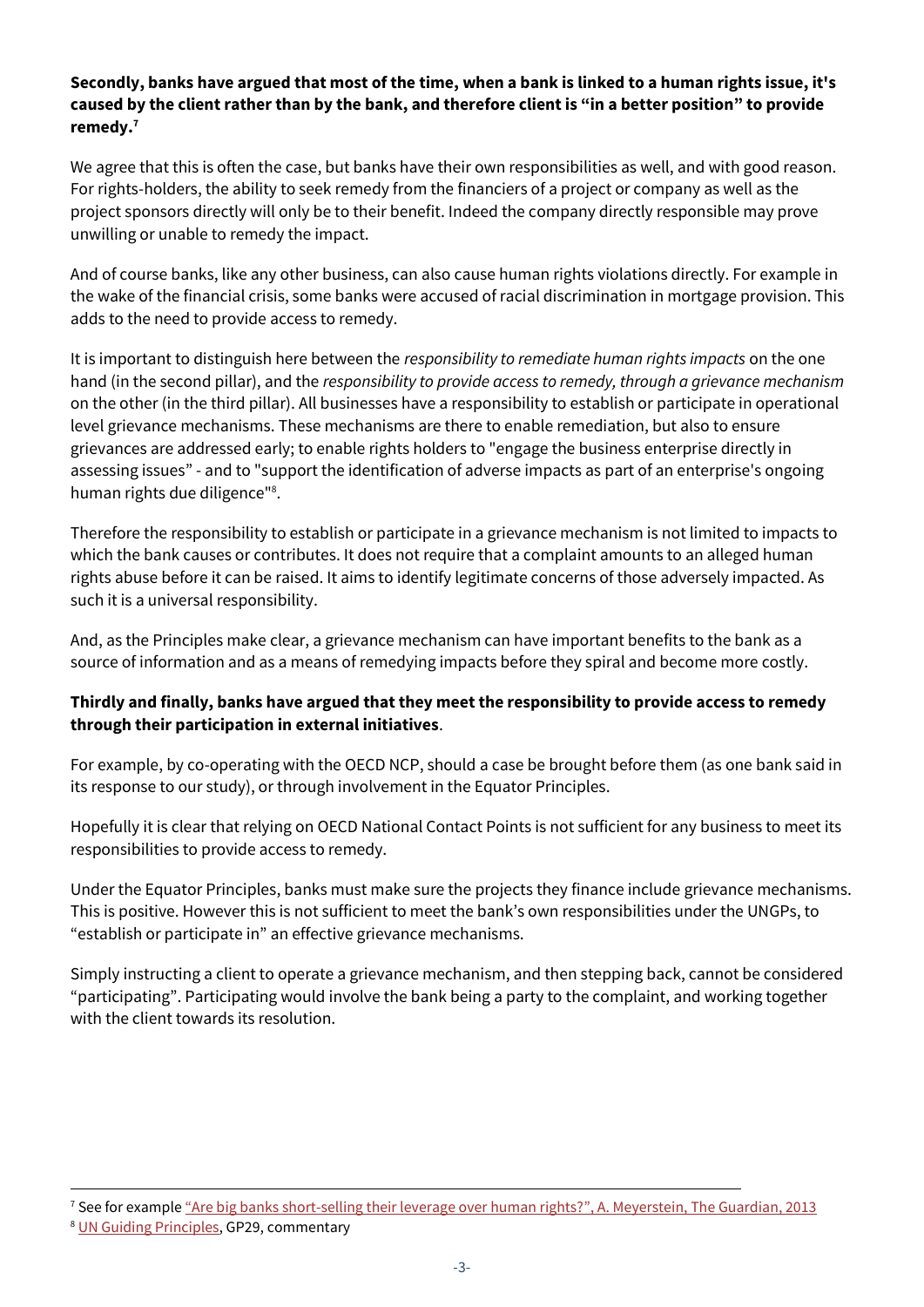**Secondly, banks have argued that most of the time, when a bank is linked to a human rights issue, it's caused by the client rather than by the bank, and therefore client is "in a better position" to provide remedy.[7]**

We agree that this is often the case, but banks have their own responsibilities as well, and with good reason. For rights-holders, the ability to seek remedy from the financiers of a project or company as well as the project sponsors directly will only be to their benefit. Indeed the company directly responsible may prove unwilling or unable to remedy the impact.

And of course banks, like any other business, can also cause human rights violations directly. For example in the wake of the financial crisis, some banks were accused of racial discrimination in mortgage provision. This adds to the need to provide access to remedy.

It is important to distinguish here between the *responsibility to remediate human rights impacts* on the one hand (in the second pillar), and the *responsibility to provide access to remedy, through a grievance mechanism* on the other (in the third pillar). All businesses have a responsibility to establish or participate in operational level grievance mechanisms. These mechanisms are there to enable remediation, but also to ensure grievances are addressed early; to enable rights holders to "engage the business enterprise directly in assessing issues" - and to "support the identification of adverse impacts as part of an enterprise's ongoing human rights due diligence"[8].

Therefore the responsibility to establish or participate in a grievance mechanism is not limited to impacts to which the bank causes or contributes. It does not require that a complaint amounts to an alleged human rights abuse before it can be raised. It aims to identify legitimate concerns of those adversely impacted. As such it is a universal responsibility.

And, as the Principles make clear, a grievance mechanism can have important benefits to the bank as a source of information and as a means of remedying impacts before they spiral and become more costly.

**Thirdly and finally, banks have argued that they meet the responsibility to provide access to remedy through their participation in external initiatives**.

For example, by co-operating with the OECD NCP, should a case be brought before them (as one bank said in its response to our study), or through involvement in the Equator Principles.

Hopefully it is clear that relying on OECD National Contact Points is not sufficient for any business to meet its responsibilities to provide access to remedy.

Under the Equator Principles, banks must make sure the projects they finance include grievance mechanisms. This is positive. However this is not sufficient to meet the bank's own responsibilities under the UNGPs, to "establish or participate in" an effective grievance mechanisms.

Simply instructing a client to operate a grievance mechanism, and then stepping back, cannot be considered "participating". Participating would involve the bank being a party to the complaint, and working together with the client towards its resolution.

---

[7] See for example "Are big banks short-selling their leverage over human rights?", A. Meyerstein, The Guardian, 2013

[8] UN Guiding Principles, GP29, commentary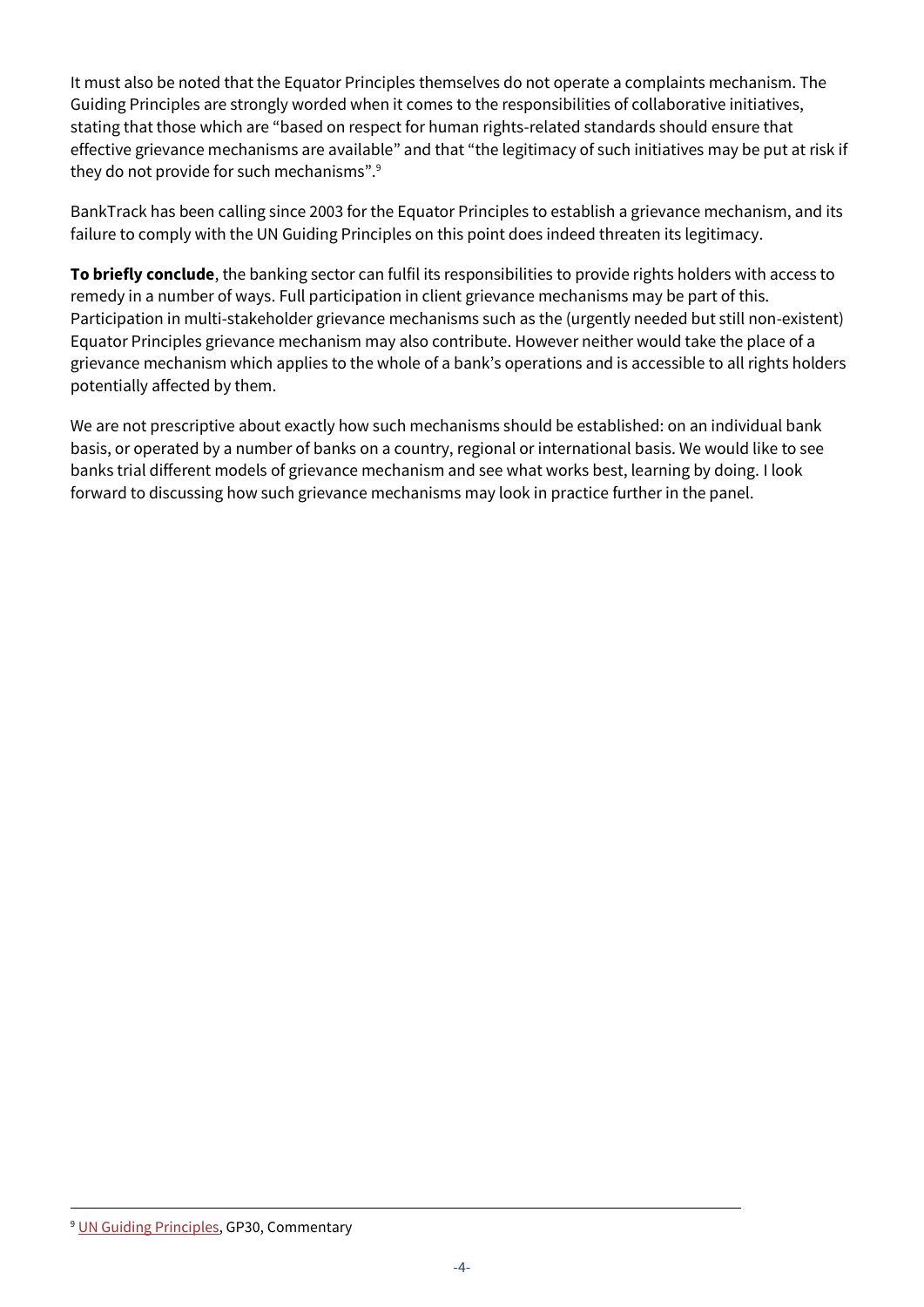It must also be noted that the Equator Principles themselves do not operate a complaints mechanism. The Guiding Principles are strongly worded when it comes to the responsibilities of collaborative initiatives, stating that those which are "based on respect for human rights-related standards should ensure that effective grievance mechanisms are available" and that "the legitimacy of such initiatives may be put at risk if they do not provide for such mechanisms".[9]

BankTrack has been calling since 2003 for the Equator Principles to establish a grievance mechanism, and its failure to comply with the UN Guiding Principles on this point does indeed threaten its legitimacy.

**To briefly conclude**, the banking sector can fulfil its responsibilities to provide rights holders with access to remedy in a number of ways. Full participation in client grievance mechanisms may be part of this. Participation in multi-stakeholder grievance mechanisms such as the (urgently needed but still non-existent) Equator Principles grievance mechanism may also contribute. However neither would take the place of a grievance mechanism which applies to the whole of a bank's operations and is accessible to all rights holders potentially affected by them.

We are not prescriptive about exactly how such mechanisms should be established: on an individual bank basis, or operated by a number of banks on a country, regional or international basis. We would like to see banks trial different models of grievance mechanism and see what works best, learning by doing. I look forward to discussing how such grievance mechanisms may look in practice further in the panel.

---

[9] UN Guiding Principles, GP30, Commentary